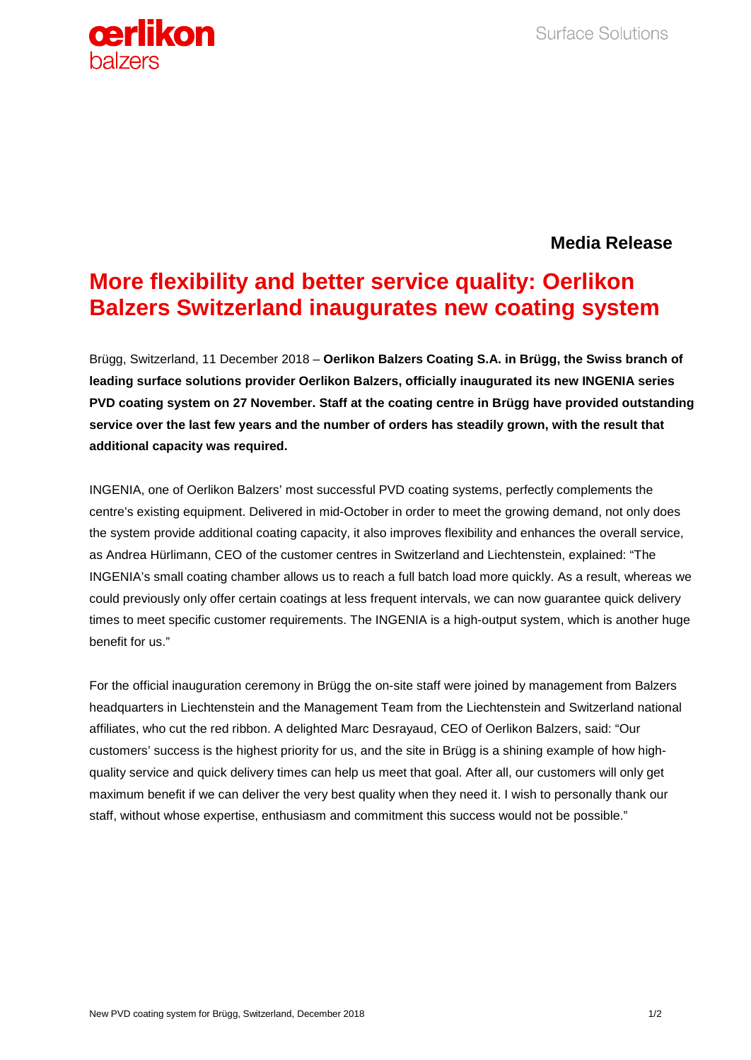**Media Release**

# More flexibility and better service quality: Oerlikon Balzers Switzerland inaugurates new coating system

Brügg, Switzerland, 11 December 2018 – **Oerlikon Balzers Coating S.A. in Brügg, the Swiss branch of leading surface solutions provider Oerlikon Balzers, officially inaugurated its new INGENIA series PVD coating system on 27 November. Staff at the coating centre in Brügg have provided outstanding service over the last few years and the number of orders has steadily grown, with the result that additional capacity was required.**

INGENIA, one of Oerlikon Balzers' most successful PVD coating systems, perfectly complements the centre's existing equipment. Delivered in mid-October in order to meet the growing demand, not only does the system provide additional coating capacity, it also improves flexibility and enhances the overall service, as Andrea Hürlimann, CEO of the customer centres in Switzerland and Liechtenstein, explained: "The INGENIA's small coating chamber allows us to reach a full batch load more quickly. As a result, whereas we could previously only offer certain coatings at less frequent intervals, we can now guarantee quick delivery times to meet specific customer requirements. The INGENIA is a high-output system, which is another huge benefit for us."

For the official inauguration ceremony in Brügg the on-site staff were joined by management from Balzers headquarters in Liechtenstein and the Management Team from the Liechtenstein and Switzerland national affiliates, who cut the red ribbon. A delighted Marc Desrayaud, CEO of Oerlikon Balzers, said: "Our customers' success is the highest priority for us, and the site in Brügg is a shining example of how high-quality service and quick delivery times can help us meet that goal. After all, our customers will only get maximum benefit if we can deliver the very best quality when they need it. I wish to personally thank our staff, without whose expertise, enthusiasm and commitment this success would not be possible."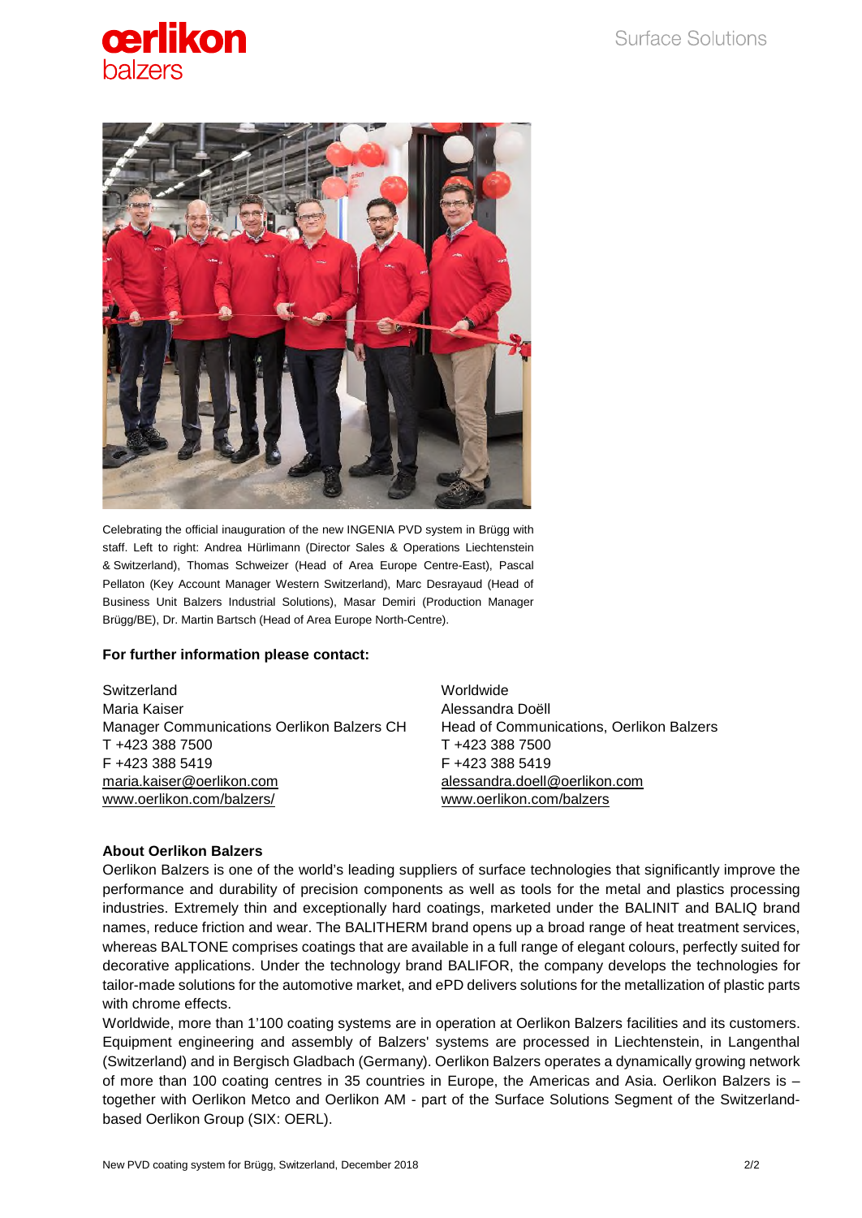Celebrating the official inauguration of the new INGENIA PVD system in Brügg with staff. Left to right: Andrea Hürlimann (Director Sales & Operations Liechtenstein & Switzerland), Thomas Schweizer (Head of Area Europe Centre-East), Pascal Pellaton (Key Account Manager Western Switzerland), Marc Desrayaud (Head of Business Unit Balzers Industrial Solutions), Masar Demiri (Production Manager Brügg/BE), Dr. Martin Bartsch (Head of Area Europe North-Centre).

**For further information please contact:**

Switzerland
Maria Kaiser
Manager Communications Oerlikon Balzers CH
T +423 388 7500
F +423 388 5419
maria.kaiser@oerlikon.com
www.oerlikon.com/balzers/

Worldwide
Alessandra Doëll
Head of Communications, Oerlikon Balzers
T +423 388 7500
F +423 388 5419
alessandra.doell@oerlikon.com
www.oerlikon.com/balzers

**About Oerlikon Balzers**

Oerlikon Balzers is one of the world's leading suppliers of surface technologies that significantly improve the performance and durability of precision components as well as tools for the metal and plastics processing industries. Extremely thin and exceptionally hard coatings, marketed under the BALINIT and BALIQ brand names, reduce friction and wear. The BALITHERM brand opens up a broad range of heat treatment services, whereas BALTONE comprises coatings that are available in a full range of elegant colours, perfectly suited for decorative applications. Under the technology brand BALIFOR, the company develops the technologies for tailor-made solutions for the automotive market, and ePD delivers solutions for the metallization of plastic parts with chrome effects.

Worldwide, more than 1'100 coating systems are in operation at Oerlikon Balzers facilities and its customers. Equipment engineering and assembly of Balzers' systems are processed in Liechtenstein, in Langenthal (Switzerland) and in Bergisch Gladbach (Germany). Oerlikon Balzers operates a dynamically growing network of more than 100 coating centres in 35 countries in Europe, the Americas and Asia. Oerlikon Balzers is – together with Oerlikon Metco and Oerlikon AM - part of the Surface Solutions Segment of the Switzerland-based Oerlikon Group (SIX: OERL).